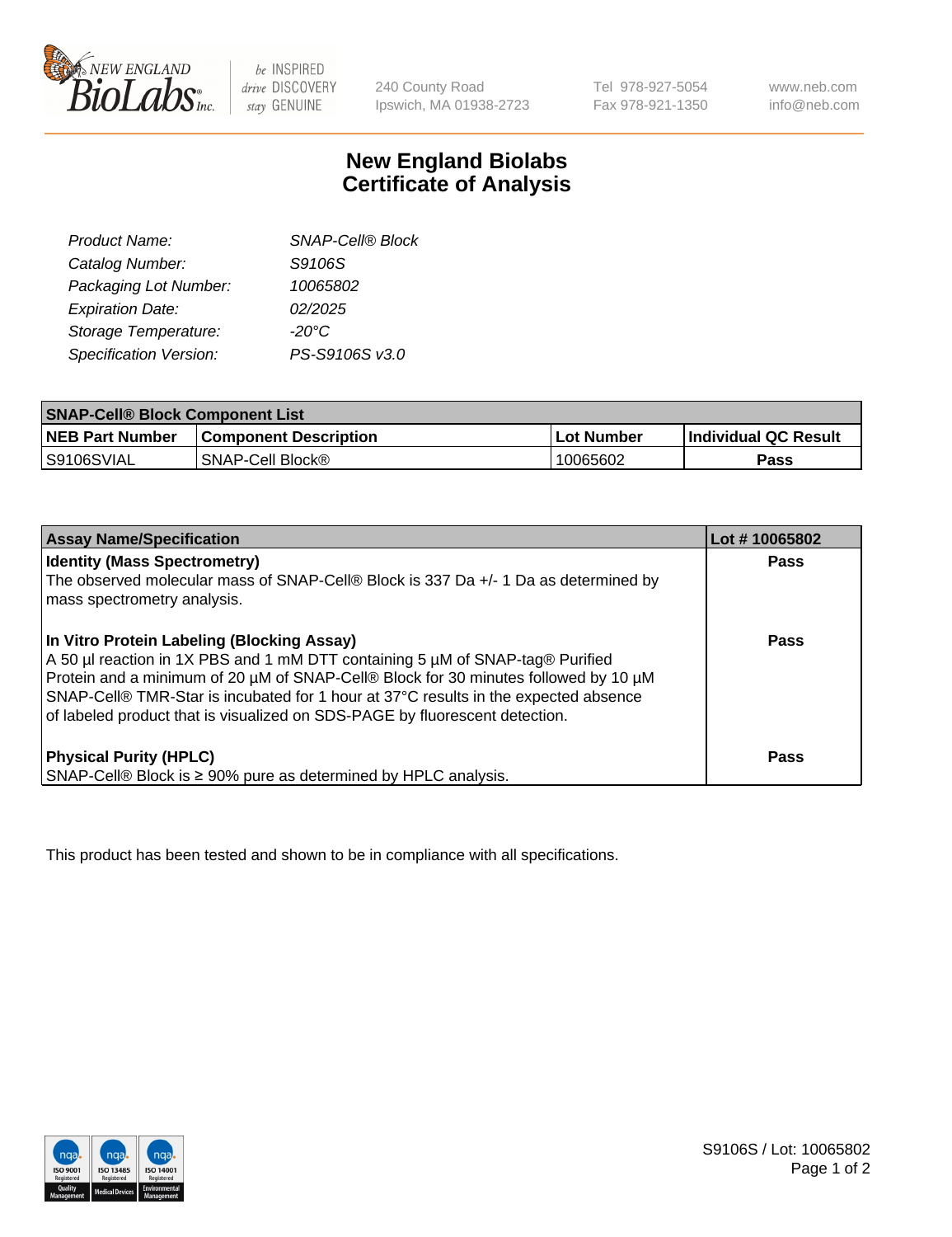New England BioLabs Inc. — be INSPIRED drive DISCOVERY stay GENUINE

240 County Road
Ipswich, MA 01938-2723

Tel 978-927-5054
Fax 978-921-1350

www.neb.com
info@neb.com

# New England Biolabs Certificate of Analysis

| | |
|---|---|
| *Product Name:* | *SNAP-Cell® Block* |
| *Catalog Number:* | *S9106S* |
| *Packaging Lot Number:* | *10065802* |
| *Expiration Date:* | *02/2025* |
| *Storage Temperature:* | *-20°C* |
| *Specification Version:* | *PS-S9106S v3.0* |

| SNAP-Cell® Block Component List | | | |
|---|---|---|---|
| **NEB Part Number** | **Component Description** | **Lot Number** | **Individual QC Result** |
| S9106SVIAL | SNAP-Cell Block® | 10065602 | **Pass** |

| Assay Name/Specification | Lot # 10065802 |
|---|---|
| **Identity (Mass Spectrometry)**<br>The observed molecular mass of SNAP-Cell® Block is 337 Da +/- 1 Da as determined by mass spectrometry analysis. | **Pass** |
| **In Vitro Protein Labeling (Blocking Assay)**<br>A 50 µl reaction in 1X PBS and 1 mM DTT containing 5 µM of SNAP-tag® Purified Protein and a minimum of 20 µM of SNAP-Cell® Block for 30 minutes followed by 10 µM SNAP-Cell® TMR-Star is incubated for 1 hour at 37°C results in the expected absence of labeled product that is visualized on SDS-PAGE by fluorescent detection. | **Pass** |
| **Physical Purity (HPLC)**<br>SNAP-Cell® Block is ≥ 90% pure as determined by HPLC analysis. | **Pass** |

This product has been tested and shown to be in compliance with all specifications.

S9106S / Lot: 10065802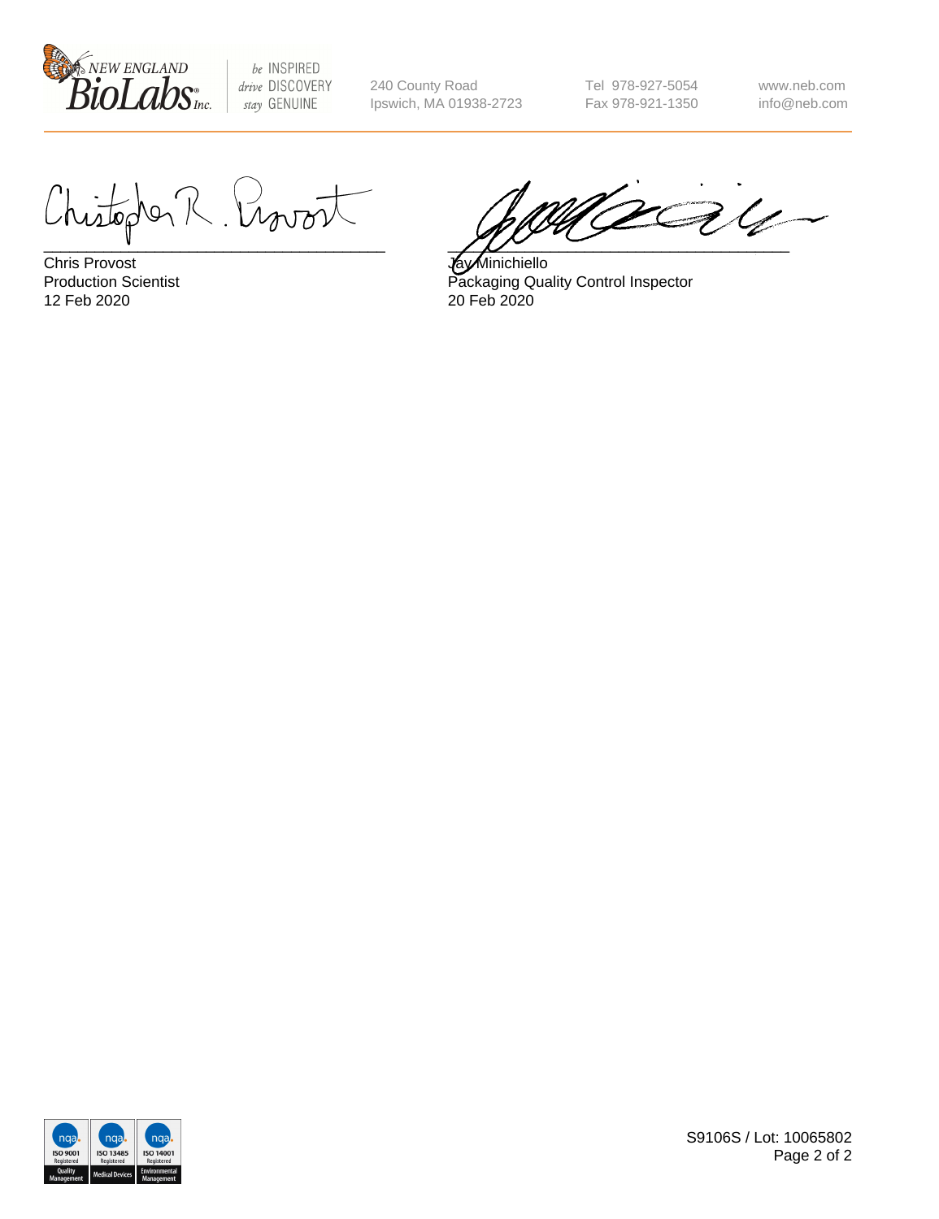Chris Provost
Production Scientist
12 Feb 2020

Jay Minichiello
Packaging Quality Control Inspector
20 Feb 2020

S9106S / Lot: 10065802